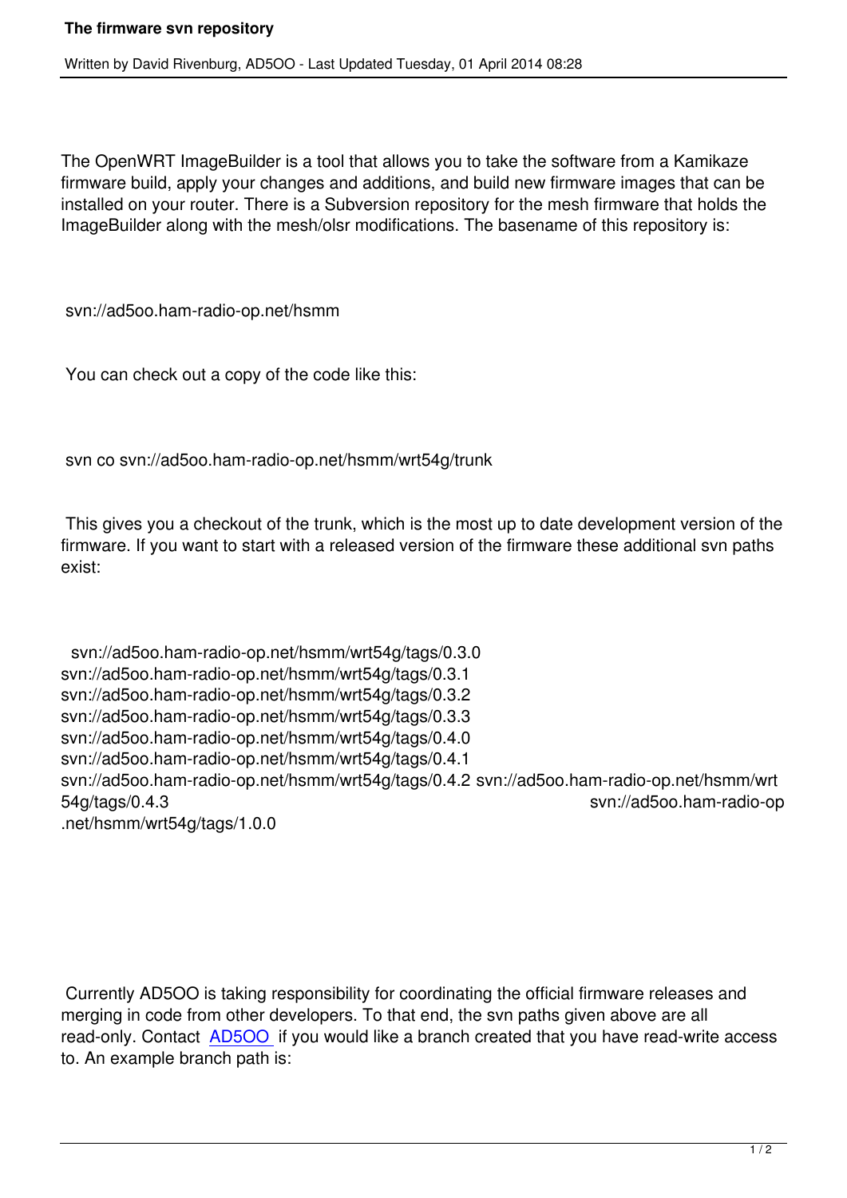# The firmware svn repository

Written by David Rivenburg, AD5OO - Last Updated Tuesday, 01 April 2014 08:28

The OpenWRT ImageBuilder is a tool that allows you to take the software from a Kamikaze firmware build, apply your changes and additions, and build new firmware images that can be installed on your router. There is a Subversion repository for the mesh firmware that holds the ImageBuilder along with the mesh/olsr modifications. The basename of this repository is:

```
svn://ad5oo.ham-radio-op.net/hsmm
```

You can check out a copy of the code like this:

```
svn co svn://ad5oo.ham-radio-op.net/hsmm/wrt54g/trunk
```

This gives you a checkout of the trunk, which is the most up to date development version of the firmware. If you want to start with a released version of the firmware these additional svn paths exist:

```
svn://ad5oo.ham-radio-op.net/hsmm/wrt54g/tags/0.3.0
svn://ad5oo.ham-radio-op.net/hsmm/wrt54g/tags/0.3.1
svn://ad5oo.ham-radio-op.net/hsmm/wrt54g/tags/0.3.2
svn://ad5oo.ham-radio-op.net/hsmm/wrt54g/tags/0.3.3
svn://ad5oo.ham-radio-op.net/hsmm/wrt54g/tags/0.4.0
svn://ad5oo.ham-radio-op.net/hsmm/wrt54g/tags/0.4.1
svn://ad5oo.ham-radio-op.net/hsmm/wrt54g/tags/0.4.2
svn://ad5oo.ham-radio-op.net/hsmm/wrt54g/tags/0.4.3
svn://ad5oo.ham-radio-op.net/hsmm/wrt54g/tags/1.0.0
```

Currently AD5OO is taking responsibility for coordinating the official firmware releases and merging in code from other developers. To that end, the svn paths given above are all read-only. Contact AD5OO if you would like a branch created that you have read-write access to. An example branch path is: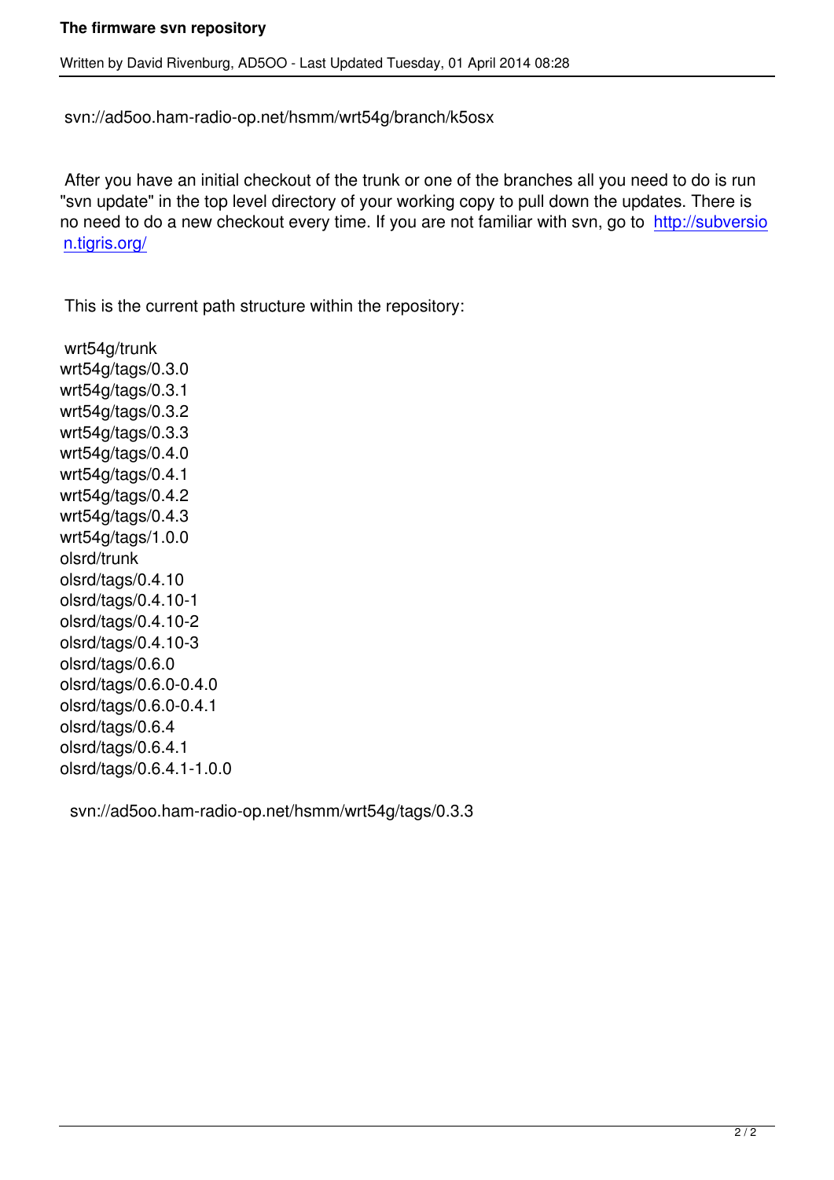svn://ad5oo.ham-radio-op.net/hsmm/wrt54g/branch/k5osx

After you have an initial checkout of the trunk or one of the branches all you need to do is run "svn update" in the top level directory of your working copy to pull down the updates. There is no need to do a new checkout every time. If you are not familiar with svn, go to [http://subversion.tigris.org/](http://subversion.tigris.org/)

This is the current path structure within the repository:

wrt54g/trunk
wrt54g/tags/0.3.0
wrt54g/tags/0.3.1
wrt54g/tags/0.3.2
wrt54g/tags/0.3.3
wrt54g/tags/0.4.0
wrt54g/tags/0.4.1
wrt54g/tags/0.4.2
wrt54g/tags/0.4.3
wrt54g/tags/1.0.0
olsrd/trunk
olsrd/tags/0.4.10
olsrd/tags/0.4.10-1
olsrd/tags/0.4.10-2
olsrd/tags/0.4.10-3
olsrd/tags/0.6.0
olsrd/tags/0.6.0-0.4.0
olsrd/tags/0.6.0-0.4.1
olsrd/tags/0.6.4
olsrd/tags/0.6.4.1
olsrd/tags/0.6.4.1-1.0.0

svn://ad5oo.ham-radio-op.net/hsmm/wrt54g/tags/0.3.3